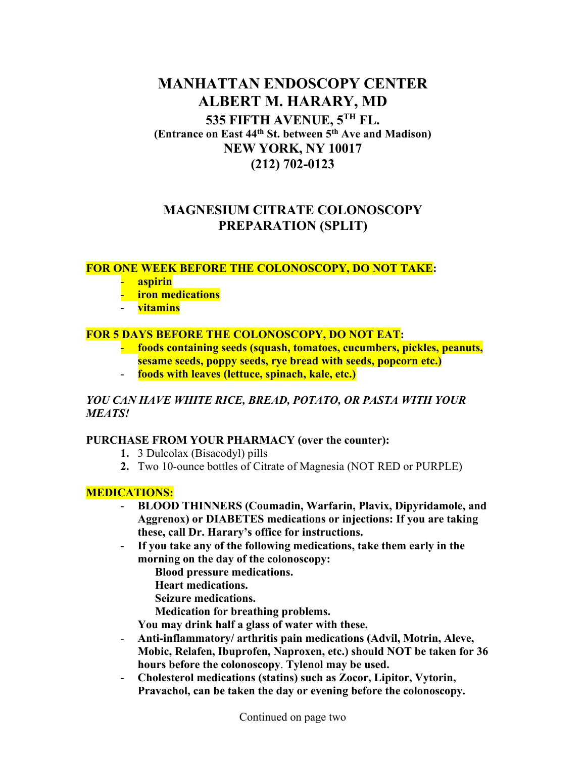# MANHATTAN ENDOSCOPY CENTER
# ALBERT M. HARARY, MD

**535 FIFTH AVENUE, 5TH FL.**
**(Entrance on East 44th St. between 5th Ave and Madison)**
**NEW YORK, NY 10017**
**(212) 702-0123**

## MAGNESIUM CITRATE COLONOSCOPY PREPARATION (SPLIT)

**FOR ONE WEEK BEFORE THE COLONOSCOPY, DO NOT TAKE:**

- **aspirin**
- **iron medications**
- **vitamins**

**FOR 5 DAYS BEFORE THE COLONOSCOPY, DO NOT EAT:**

- **foods containing seeds (squash, tomatoes, cucumbers, pickles, peanuts, sesame seeds, poppy seeds, rye bread with seeds, popcorn etc.)**
- **foods with leaves (lettuce, spinach, kale, etc.)**

***YOU CAN HAVE WHITE RICE, BREAD, POTATO, OR PASTA WITH YOUR MEATS!***

**PURCHASE FROM YOUR PHARMACY (over the counter):**

1. 3 Dulcolax (Bisacodyl) pills
2. Two 10-ounce bottles of Citrate of Magnesia (NOT RED or PURPLE)

**MEDICATIONS:**

- **BLOOD THINNERS (Coumadin, Warfarin, Plavix, Dipyridamole, and Aggrenox) or DIABETES medications or injections: If you are taking these, call Dr. Harary's office for instructions.**
- **If you take any of the following medications, take them early in the morning on the day of the colonoscopy:**
  - **Blood pressure medications.**
  - **Heart medications.**
  - **Seizure medications.**
  - **Medication for breathing problems.**

  **You may drink half a glass of water with these.**
- **Anti-inflammatory/ arthritis pain medications (Advil, Motrin, Aleve, Mobic, Relafen, Ibuprofen, Naproxen, etc.) should NOT be taken for 36 hours before the colonoscopy. Tylenol may be used.**
- **Cholesterol medications (statins) such as Zocor, Lipitor, Vytorin, Pravachol, can be taken the day or evening before the colonoscopy.**

Continued on page two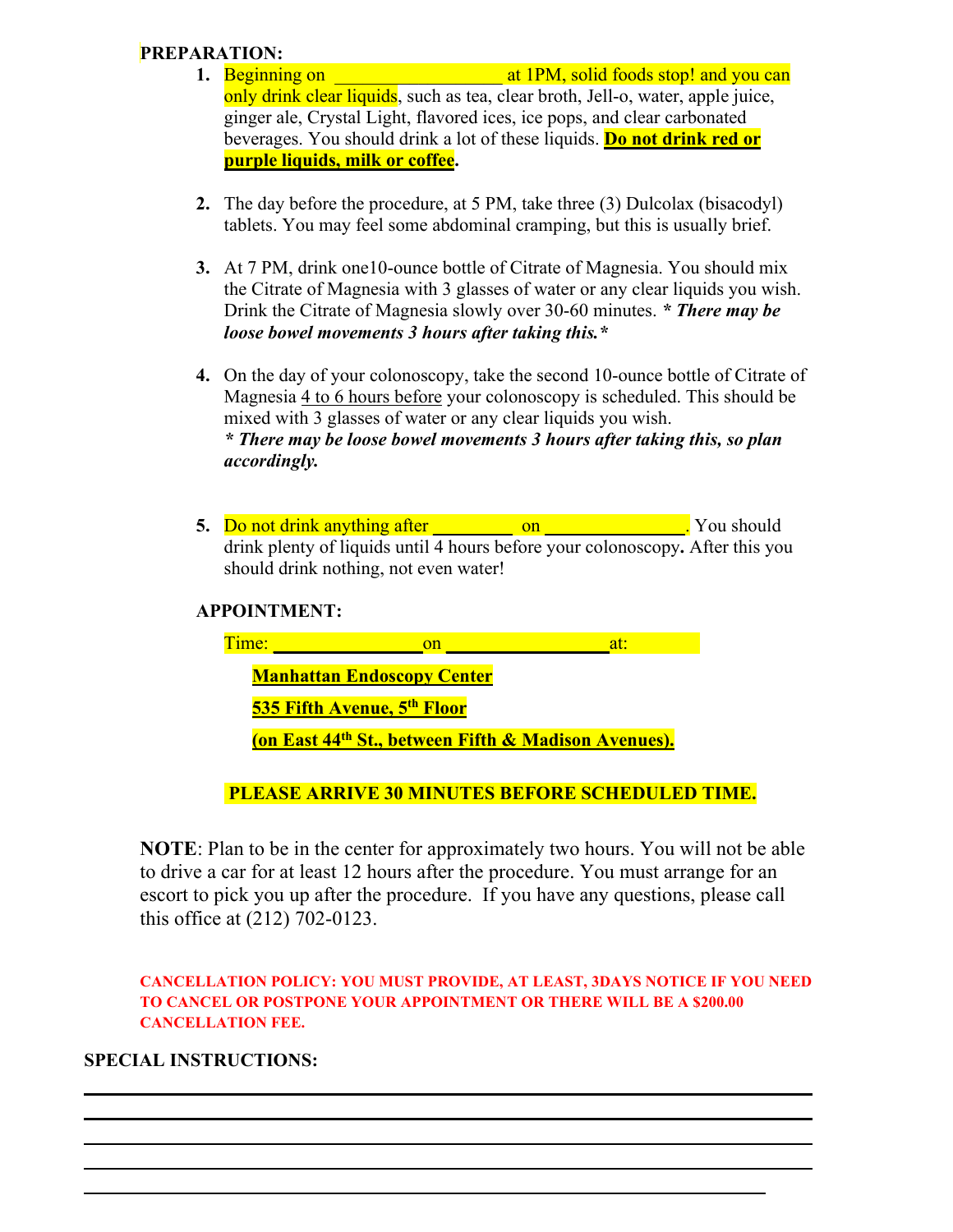**PREPARATION:**

1. Beginning on ________________ at 1PM, solid foods stop! and you can only drink clear liquids, such as tea, clear broth, Jell-o, water, apple juice, ginger ale, Crystal Light, flavored ices, ice pops, and clear carbonated beverages. You should drink a lot of these liquids. **Do not drink red or purple liquids, milk or coffee.**

2. The day before the procedure, at 5 PM, take three (3) Dulcolax (bisacodyl) tablets. You may feel some abdominal cramping, but this is usually brief.

3. At 7 PM, drink one10-ounce bottle of Citrate of Magnesia. You should mix the Citrate of Magnesia with 3 glasses of water or any clear liquids you wish. Drink the Citrate of Magnesia slowly over 30-60 minutes. ***\* There may be loose bowel movements 3 hours after taking this.\****

4. On the day of your colonoscopy, take the second 10-ounce bottle of Citrate of Magnesia 4 to 6 hours before your colonoscopy is scheduled. This should be mixed with 3 glasses of water or any clear liquids you wish.
***\* There may be loose bowel movements 3 hours after taking this, so plan accordingly.***

5. Do not drink anything after ________ on ______________. You should drink plenty of liquids until 4 hours before your colonoscopy**.** After this you should drink nothing, not even water!

**APPOINTMENT:**

Time: ______________ on ________________ at:

**Manhattan Endoscopy Center**

**535 Fifth Avenue, 5th Floor**

**(on East 44th St., between Fifth & Madison Avenues).**

**PLEASE ARRIVE 30 MINUTES BEFORE SCHEDULED TIME.**

**NOTE**: Plan to be in the center for approximately two hours. You will not be able to drive a car for at least 12 hours after the procedure. You must arrange for an escort to pick you up after the procedure. If you have any questions, please call this office at (212) 702-0123.

**CANCELLATION POLICY: YOU MUST PROVIDE, AT LEAST, 3DAYS NOTICE IF YOU NEED TO CANCEL OR POSTPONE YOUR APPOINTMENT OR THERE WILL BE A $200.00 CANCELLATION FEE.**

**SPECIAL INSTRUCTIONS:**

______________________________________________________________________

______________________________________________________________________

______________________________________________________________________

______________________________________________________________________

______________________________________________________________________